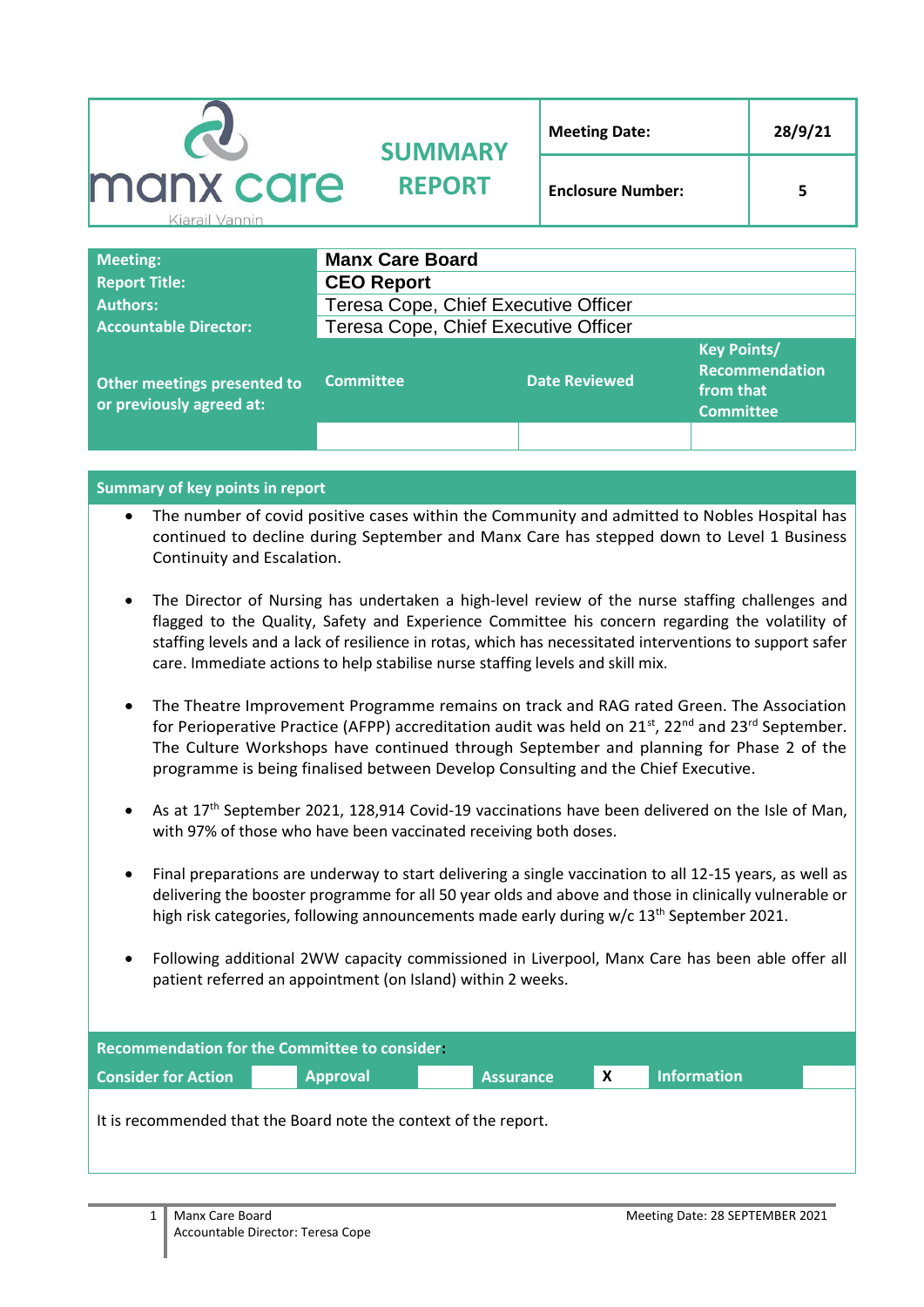| manx care Kiarail Vannin | SUMMARY REPORT | Meeting Date: | 28/9/21 |
|---|---|---|---|
| | | Enclosure Number: | 5 |

| Meeting: | Manx Care Board | | |
|---|---|---|---|
| Report Title: | CEO Report | | |
| Authors: | Teresa Cope, Chief Executive Officer | | |
| Accountable Director: | Teresa Cope, Chief Executive Officer | | |
| Other meetings presented to or previously agreed at: | Committee | Date Reviewed | Key Points/ Recommendation from that Committee |
| | | | |

**Summary of key points in report**

- The number of covid positive cases within the Community and admitted to Nobles Hospital has continued to decline during September and Manx Care has stepped down to Level 1 Business Continuity and Escalation.
- The Director of Nursing has undertaken a high-level review of the nurse staffing challenges and flagged to the Quality, Safety and Experience Committee his concern regarding the volatility of staffing levels and a lack of resilience in rotas, which has necessitated interventions to support safer care. Immediate actions to help stabilise nurse staffing levels and skill mix.
- The Theatre Improvement Programme remains on track and RAG rated Green. The Association for Perioperative Practice (AFPP) accreditation audit was held on 21st, 22nd and 23rd September. The Culture Workshops have continued through September and planning for Phase 2 of the programme is being finalised between Develop Consulting and the Chief Executive.
- As at 17th September 2021, 128,914 Covid-19 vaccinations have been delivered on the Isle of Man, with 97% of those who have been vaccinated receiving both doses.
- Final preparations are underway to start delivering a single vaccination to all 12-15 years, as well as delivering the booster programme for all 50 year olds and above and those in clinically vulnerable or high risk categories, following announcements made early during w/c 13th September 2021.
- Following additional 2WW capacity commissioned in Liverpool, Manx Care has been able offer all patient referred an appointment (on Island) within 2 weeks.

**Recommendation for the Committee to consider:**

| Consider for Action | | Approval | | Assurance | X | Information | |
|---|---|---|---|---|---|---|---|

It is recommended that the Board note the context of the report.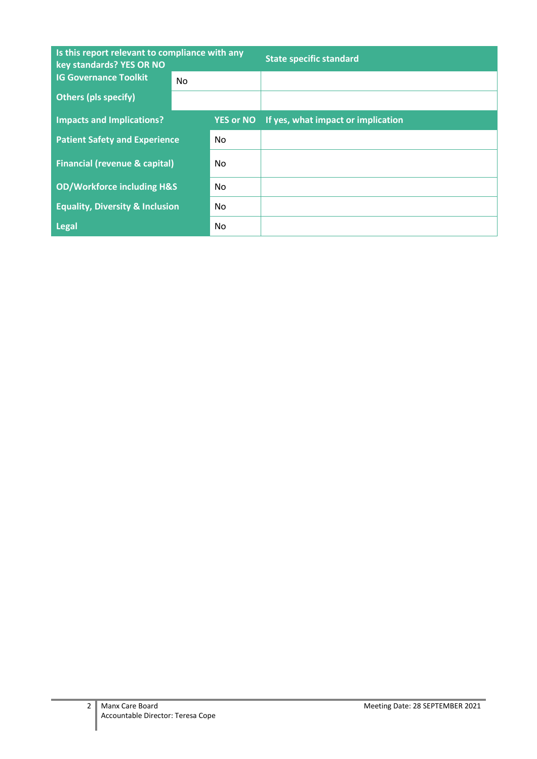| Is this report relevant to compliance with any key standards? YES OR NO | | State specific standard |
| --- | --- | --- |
| IG Governance Toolkit | No | |
| Others (pls specify) | | |

| Impacts and Implications? | YES or NO | If yes, what impact or implication |
| --- | --- | --- |
| Patient Safety and Experience | No | |
| Financial (revenue & capital) | No | |
| OD/Workforce including H&S | No | |
| Equality, Diversity & Inclusion | No | |
| Legal | No | |